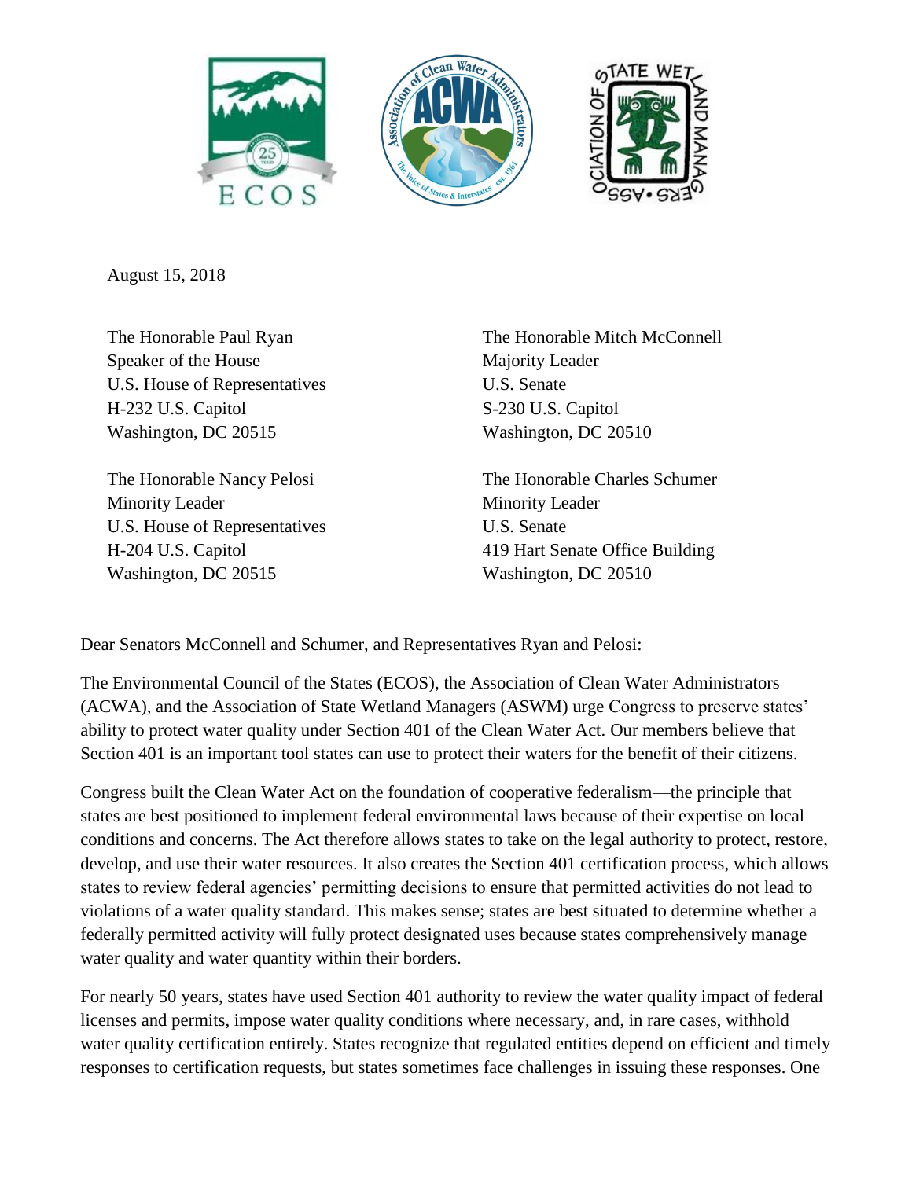August 15, 2018

The Honorable Paul Ryan
Speaker of the House
U.S. House of Representatives
H-232 U.S. Capitol
Washington, DC 20515

The Honorable Mitch McConnell
Majority Leader
U.S. Senate
S-230 U.S. Capitol
Washington, DC 20510

The Honorable Nancy Pelosi
Minority Leader
U.S. House of Representatives
H-204 U.S. Capitol
Washington, DC 20515

The Honorable Charles Schumer
Minority Leader
U.S. Senate
419 Hart Senate Office Building
Washington, DC 20510

Dear Senators McConnell and Schumer, and Representatives Ryan and Pelosi:

The Environmental Council of the States (ECOS), the Association of Clean Water Administrators (ACWA), and the Association of State Wetland Managers (ASWM) urge Congress to preserve states' ability to protect water quality under Section 401 of the Clean Water Act. Our members believe that Section 401 is an important tool states can use to protect their waters for the benefit of their citizens.

Congress built the Clean Water Act on the foundation of cooperative federalism—the principle that states are best positioned to implement federal environmental laws because of their expertise on local conditions and concerns. The Act therefore allows states to take on the legal authority to protect, restore, develop, and use their water resources. It also creates the Section 401 certification process, which allows states to review federal agencies' permitting decisions to ensure that permitted activities do not lead to violations of a water quality standard. This makes sense; states are best situated to determine whether a federally permitted activity will fully protect designated uses because states comprehensively manage water quality and water quantity within their borders.

For nearly 50 years, states have used Section 401 authority to review the water quality impact of federal licenses and permits, impose water quality conditions where necessary, and, in rare cases, withhold water quality certification entirely. States recognize that regulated entities depend on efficient and timely responses to certification requests, but states sometimes face challenges in issuing these responses. One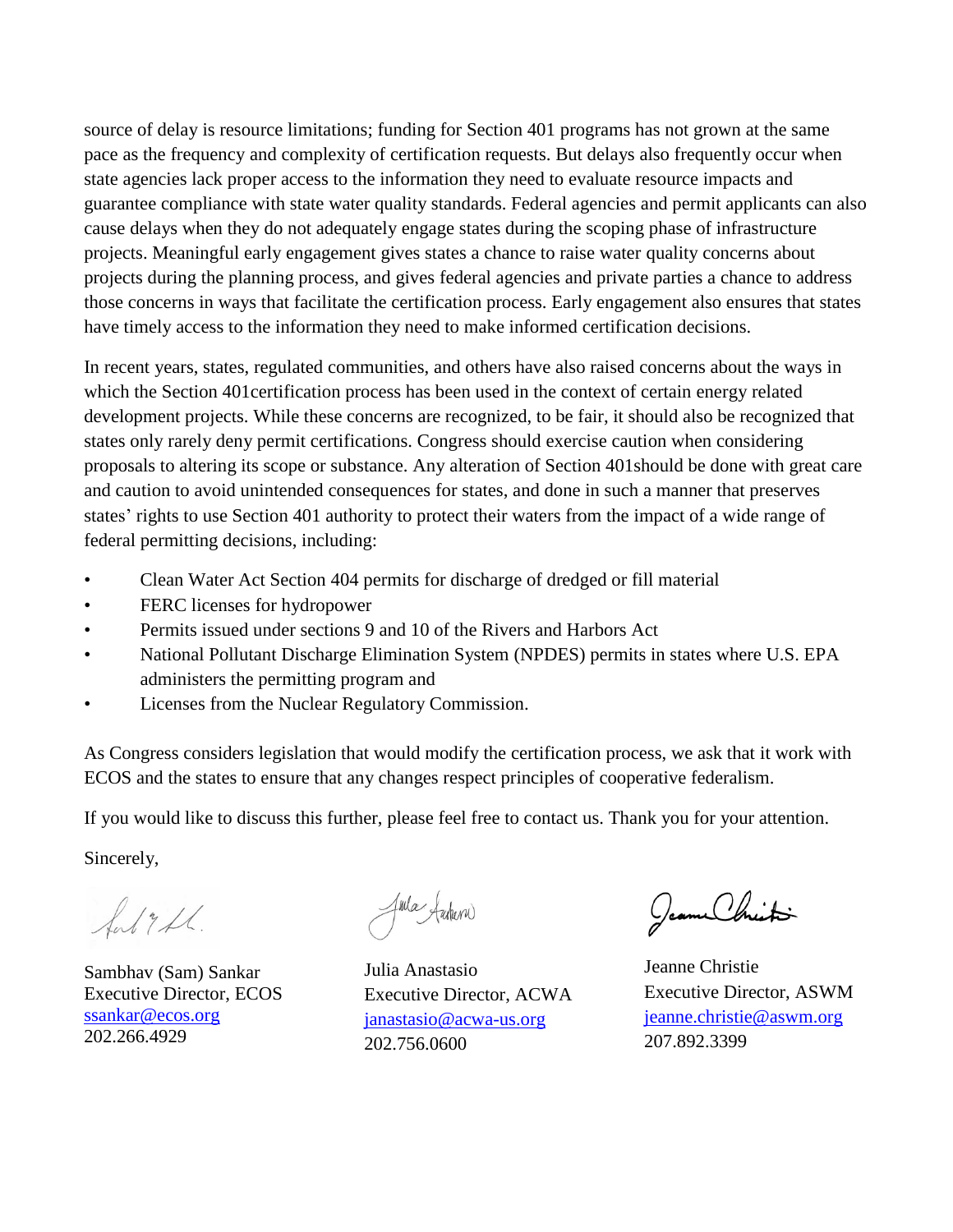source of delay is resource limitations; funding for Section 401 programs has not grown at the same pace as the frequency and complexity of certification requests. But delays also frequently occur when state agencies lack proper access to the information they need to evaluate resource impacts and guarantee compliance with state water quality standards. Federal agencies and permit applicants can also cause delays when they do not adequately engage states during the scoping phase of infrastructure projects. Meaningful early engagement gives states a chance to raise water quality concerns about projects during the planning process, and gives federal agencies and private parties a chance to address those concerns in ways that facilitate the certification process. Early engagement also ensures that states have timely access to the information they need to make informed certification decisions.

In recent years, states, regulated communities, and others have also raised concerns about the ways in which the Section 401certification process has been used in the context of certain energy related development projects. While these concerns are recognized, to be fair, it should also be recognized that states only rarely deny permit certifications. Congress should exercise caution when considering proposals to altering its scope or substance. Any alteration of Section 401should be done with great care and caution to avoid unintended consequences for states, and done in such a manner that preserves states' rights to use Section 401 authority to protect their waters from the impact of a wide range of federal permitting decisions, including:

- Clean Water Act Section 404 permits for discharge of dredged or fill material
- FERC licenses for hydropower
- Permits issued under sections 9 and 10 of the Rivers and Harbors Act
- National Pollutant Discharge Elimination System (NPDES) permits in states where U.S. EPA administers the permitting program and
- Licenses from the Nuclear Regulatory Commission.

As Congress considers legislation that would modify the certification process, we ask that it work with ECOS and the states to ensure that any changes respect principles of cooperative federalism.

If you would like to discuss this further, please feel free to contact us. Thank you for your attention.

Sincerely,

Sambhav (Sam) Sankar
Executive Director, ECOS
ssankar@ecos.org
202.266.4929

Julia Anastasio
Executive Director, ACWA
janastasio@acwa-us.org
202.756.0600

Jeanne Christie
Executive Director, ASWM
jeanne.christie@aswm.org
207.892.3399